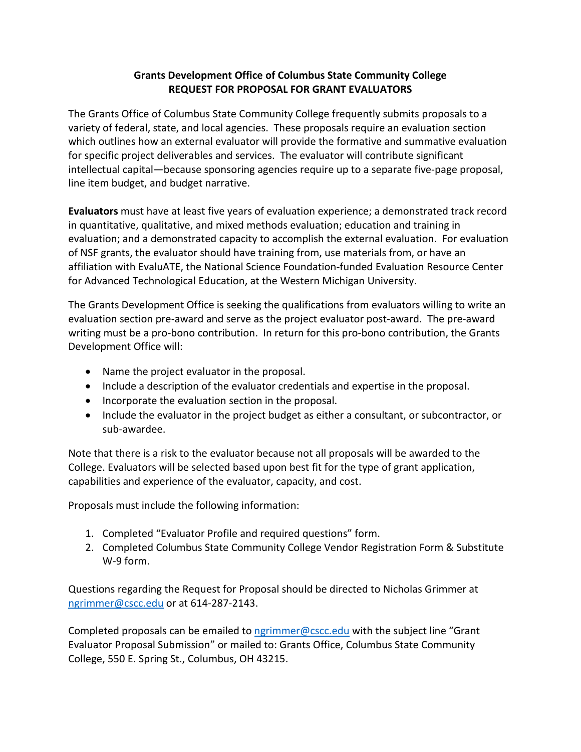# Grants Development Office of Columbus State Community College
## REQUEST FOR PROPOSAL FOR GRANT EVALUATORS

The Grants Office of Columbus State Community College frequently submits proposals to a variety of federal, state, and local agencies. These proposals require an evaluation section which outlines how an external evaluator will provide the formative and summative evaluation for specific project deliverables and services. The evaluator will contribute significant intellectual capital—because sponsoring agencies require up to a separate five-page proposal, line item budget, and budget narrative.

**Evaluators** must have at least five years of evaluation experience; a demonstrated track record in quantitative, qualitative, and mixed methods evaluation; education and training in evaluation; and a demonstrated capacity to accomplish the external evaluation. For evaluation of NSF grants, the evaluator should have training from, use materials from, or have an affiliation with EvaluATE, the National Science Foundation-funded Evaluation Resource Center for Advanced Technological Education, at the Western Michigan University.

The Grants Development Office is seeking the qualifications from evaluators willing to write an evaluation section pre-award and serve as the project evaluator post-award. The pre-award writing must be a pro-bono contribution. In return for this pro-bono contribution, the Grants Development Office will:

- Name the project evaluator in the proposal.
- Include a description of the evaluator credentials and expertise in the proposal.
- Incorporate the evaluation section in the proposal.
- Include the evaluator in the project budget as either a consultant, or subcontractor, or sub-awardee.

Note that there is a risk to the evaluator because not all proposals will be awarded to the College. Evaluators will be selected based upon best fit for the type of grant application, capabilities and experience of the evaluator, capacity, and cost.

Proposals must include the following information:

1. Completed "Evaluator Profile and required questions" form.
2. Completed Columbus State Community College Vendor Registration Form & Substitute W-9 form.

Questions regarding the Request for Proposal should be directed to Nicholas Grimmer at ngrimmer@cscc.edu or at 614-287-2143.

Completed proposals can be emailed to ngrimmer@cscc.edu with the subject line "Grant Evaluator Proposal Submission" or mailed to: Grants Office, Columbus State Community College, 550 E. Spring St., Columbus, OH 43215.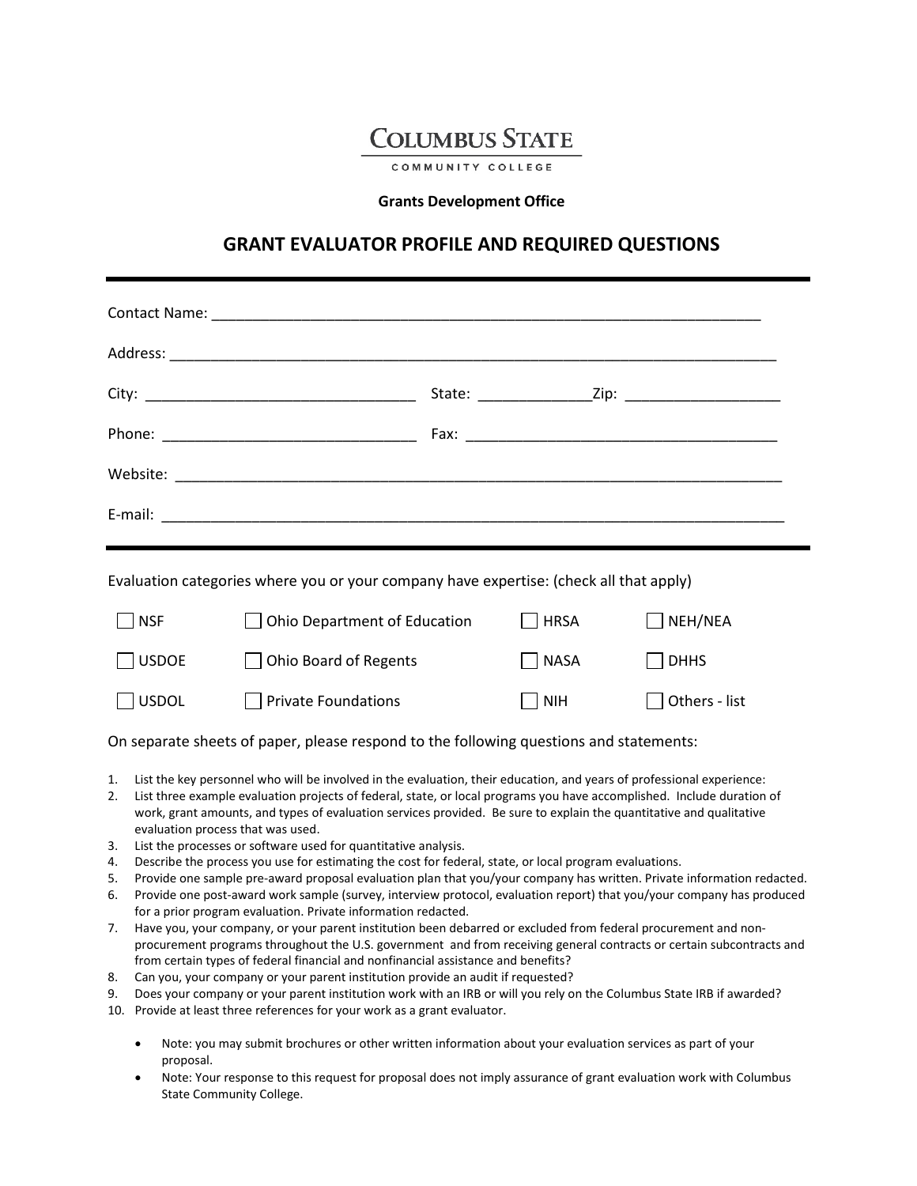COLUMBUS STATE

COMMUNITY COLLEGE

**Grants Development Office**

## GRANT EVALUATOR PROFILE AND REQUIRED QUESTIONS

---

Contact Name: ______________________________________________________________________

Address: ___________________________________________________________________________

City: _________________________________ State: ______________Zip: ___________________

Phone: _______________________________ Fax: ______________________________________

Website: ___________________________________________________________________________

E-mail: ____________________________________________________________________________

---

Evaluation categories where you or your company have expertise: (check all that apply)

| | | | |
|---|---|---|---|
| ☐ NSF | ☐ Ohio Department of Education | ☐ HRSA | ☐ NEH/NEA |
| ☐ USDOE | ☐ Ohio Board of Regents | ☐ NASA | ☐ DHHS |
| ☐ USDOL | ☐ Private Foundations | ☐ NIH | ☐ Others - list |

On separate sheets of paper, please respond to the following questions and statements:

1. List the key personnel who will be involved in the evaluation, their education, and years of professional experience:
2. List three example evaluation projects of federal, state, or local programs you have accomplished. Include duration of work, grant amounts, and types of evaluation services provided. Be sure to explain the quantitative and qualitative evaluation process that was used.
3. List the processes or software used for quantitative analysis.
4. Describe the process you use for estimating the cost for federal, state, or local program evaluations.
5. Provide one sample pre-award proposal evaluation plan that you/your company has written. Private information redacted.
6. Provide one post-award work sample (survey, interview protocol, evaluation report) that you/your company has produced for a prior program evaluation. Private information redacted.
7. Have you, your company, or your parent institution been debarred or excluded from federal procurement and non-procurement programs throughout the U.S. government and from receiving general contracts or certain subcontracts and from certain types of federal financial and nonfinancial assistance and benefits?
8. Can you, your company or your parent institution provide an audit if requested?
9. Does your company or your parent institution work with an IRB or will you rely on the Columbus State IRB if awarded?
10. Provide at least three references for your work as a grant evaluator.

- Note: you may submit brochures or other written information about your evaluation services as part of your proposal.
- Note: Your response to this request for proposal does not imply assurance of grant evaluation work with Columbus State Community College.